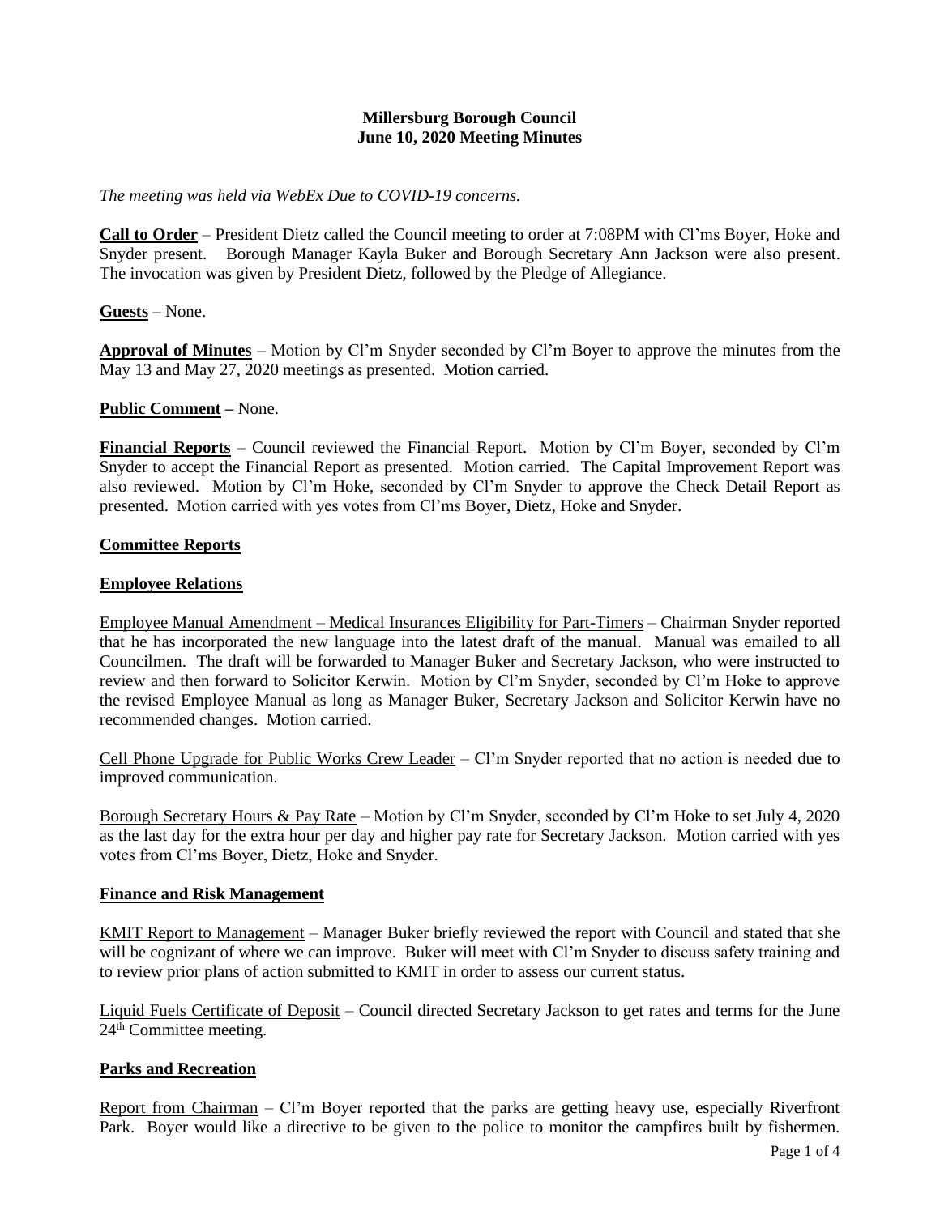**Millersburg Borough Council**
**June 10, 2020 Meeting Minutes**

*The meeting was held via WebEx Due to COVID-19 concerns.*

**Call to Order** – President Dietz called the Council meeting to order at 7:08PM with Cl'ms Boyer, Hoke and Snyder present. Borough Manager Kayla Buker and Borough Secretary Ann Jackson were also present. The invocation was given by President Dietz, followed by the Pledge of Allegiance.

**Guests** – None.

**Approval of Minutes** – Motion by Cl'm Snyder seconded by Cl'm Boyer to approve the minutes from the May 13 and May 27, 2020 meetings as presented. Motion carried.

**Public Comment –** None.

**Financial Reports** – Council reviewed the Financial Report. Motion by Cl'm Boyer, seconded by Cl'm Snyder to accept the Financial Report as presented. Motion carried. The Capital Improvement Report was also reviewed. Motion by Cl'm Hoke, seconded by Cl'm Snyder to approve the Check Detail Report as presented. Motion carried with yes votes from Cl'ms Boyer, Dietz, Hoke and Snyder.

**Committee Reports**

**Employee Relations**

Employee Manual Amendment – Medical Insurances Eligibility for Part-Timers – Chairman Snyder reported that he has incorporated the new language into the latest draft of the manual. Manual was emailed to all Councilmen. The draft will be forwarded to Manager Buker and Secretary Jackson, who were instructed to review and then forward to Solicitor Kerwin. Motion by Cl'm Snyder, seconded by Cl'm Hoke to approve the revised Employee Manual as long as Manager Buker, Secretary Jackson and Solicitor Kerwin have no recommended changes. Motion carried.

Cell Phone Upgrade for Public Works Crew Leader – Cl'm Snyder reported that no action is needed due to improved communication.

Borough Secretary Hours & Pay Rate – Motion by Cl'm Snyder, seconded by Cl'm Hoke to set July 4, 2020 as the last day for the extra hour per day and higher pay rate for Secretary Jackson. Motion carried with yes votes from Cl'ms Boyer, Dietz, Hoke and Snyder.

**Finance and Risk Management**

KMIT Report to Management – Manager Buker briefly reviewed the report with Council and stated that she will be cognizant of where we can improve. Buker will meet with Cl'm Snyder to discuss safety training and to review prior plans of action submitted to KMIT in order to assess our current status.

Liquid Fuels Certificate of Deposit – Council directed Secretary Jackson to get rates and terms for the June 24th Committee meeting.

**Parks and Recreation**

Report from Chairman – Cl'm Boyer reported that the parks are getting heavy use, especially Riverfront Park. Boyer would like a directive to be given to the police to monitor the campfires built by fishermen.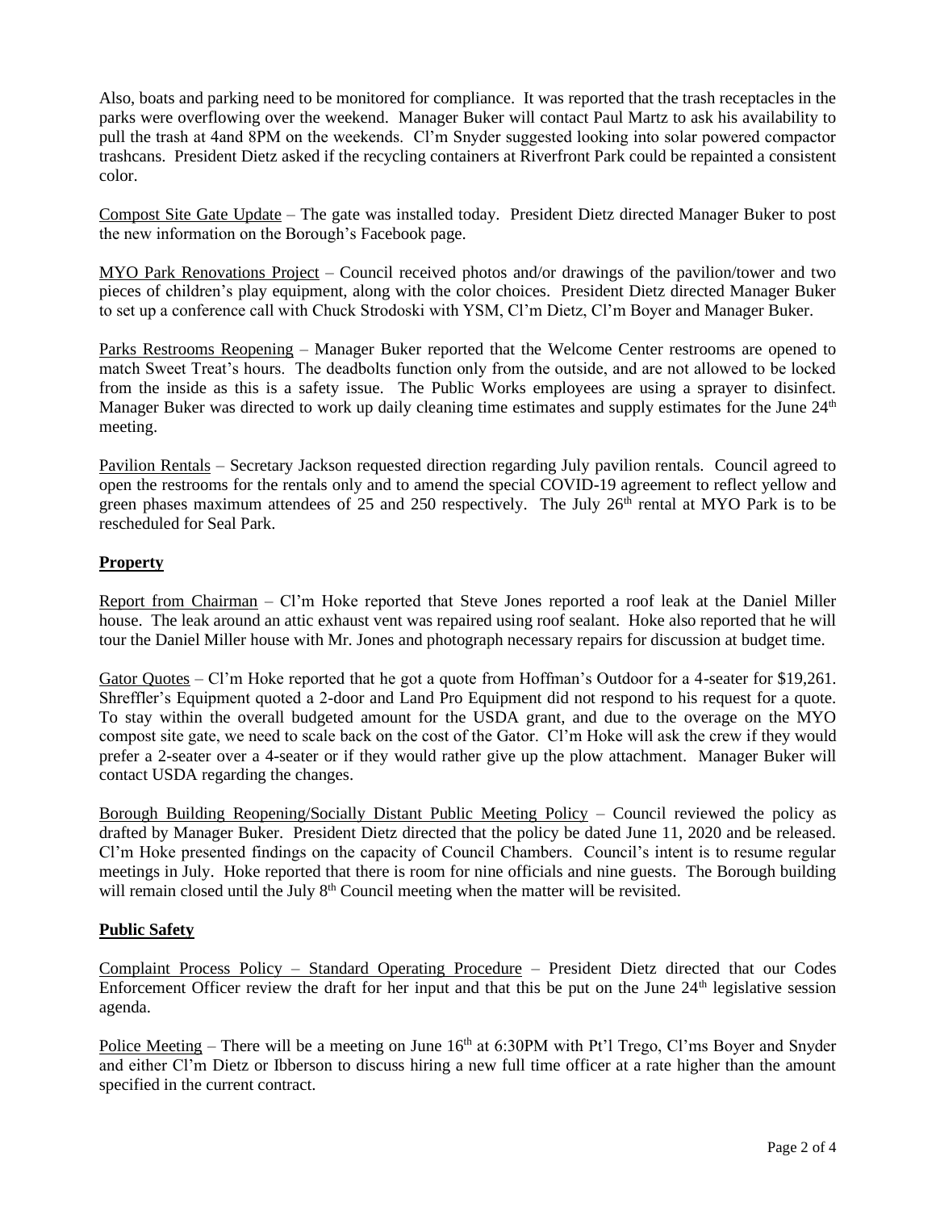Also, boats and parking need to be monitored for compliance. It was reported that the trash receptacles in the parks were overflowing over the weekend. Manager Buker will contact Paul Martz to ask his availability to pull the trash at 4and 8PM on the weekends. Cl'm Snyder suggested looking into solar powered compactor trashcans. President Dietz asked if the recycling containers at Riverfront Park could be repainted a consistent color.

Compost Site Gate Update – The gate was installed today. President Dietz directed Manager Buker to post the new information on the Borough's Facebook page.

MYO Park Renovations Project – Council received photos and/or drawings of the pavilion/tower and two pieces of children's play equipment, along with the color choices. President Dietz directed Manager Buker to set up a conference call with Chuck Strodoski with YSM, Cl'm Dietz, Cl'm Boyer and Manager Buker.

Parks Restrooms Reopening – Manager Buker reported that the Welcome Center restrooms are opened to match Sweet Treat's hours. The deadbolts function only from the outside, and are not allowed to be locked from the inside as this is a safety issue. The Public Works employees are using a sprayer to disinfect. Manager Buker was directed to work up daily cleaning time estimates and supply estimates for the June 24th meeting.

Pavilion Rentals – Secretary Jackson requested direction regarding July pavilion rentals. Council agreed to open the restrooms for the rentals only and to amend the special COVID-19 agreement to reflect yellow and green phases maximum attendees of 25 and 250 respectively. The July 26th rental at MYO Park is to be rescheduled for Seal Park.

## Property

Report from Chairman – Cl'm Hoke reported that Steve Jones reported a roof leak at the Daniel Miller house. The leak around an attic exhaust vent was repaired using roof sealant. Hoke also reported that he will tour the Daniel Miller house with Mr. Jones and photograph necessary repairs for discussion at budget time.

Gator Quotes – Cl'm Hoke reported that he got a quote from Hoffman's Outdoor for a 4-seater for $19,261. Shreffler's Equipment quoted a 2-door and Land Pro Equipment did not respond to his request for a quote. To stay within the overall budgeted amount for the USDA grant, and due to the overage on the MYO compost site gate, we need to scale back on the cost of the Gator. Cl'm Hoke will ask the crew if they would prefer a 2-seater over a 4-seater or if they would rather give up the plow attachment. Manager Buker will contact USDA regarding the changes.

Borough Building Reopening/Socially Distant Public Meeting Policy – Council reviewed the policy as drafted by Manager Buker. President Dietz directed that the policy be dated June 11, 2020 and be released. Cl'm Hoke presented findings on the capacity of Council Chambers. Council's intent is to resume regular meetings in July. Hoke reported that there is room for nine officials and nine guests. The Borough building will remain closed until the July 8th Council meeting when the matter will be revisited.

## Public Safety

Complaint Process Policy – Standard Operating Procedure – President Dietz directed that our Codes Enforcement Officer review the draft for her input and that this be put on the June 24th legislative session agenda.

Police Meeting – There will be a meeting on June 16th at 6:30PM with Pt'l Trego, Cl'ms Boyer and Snyder and either Cl'm Dietz or Ibberson to discuss hiring a new full time officer at a rate higher than the amount specified in the current contract.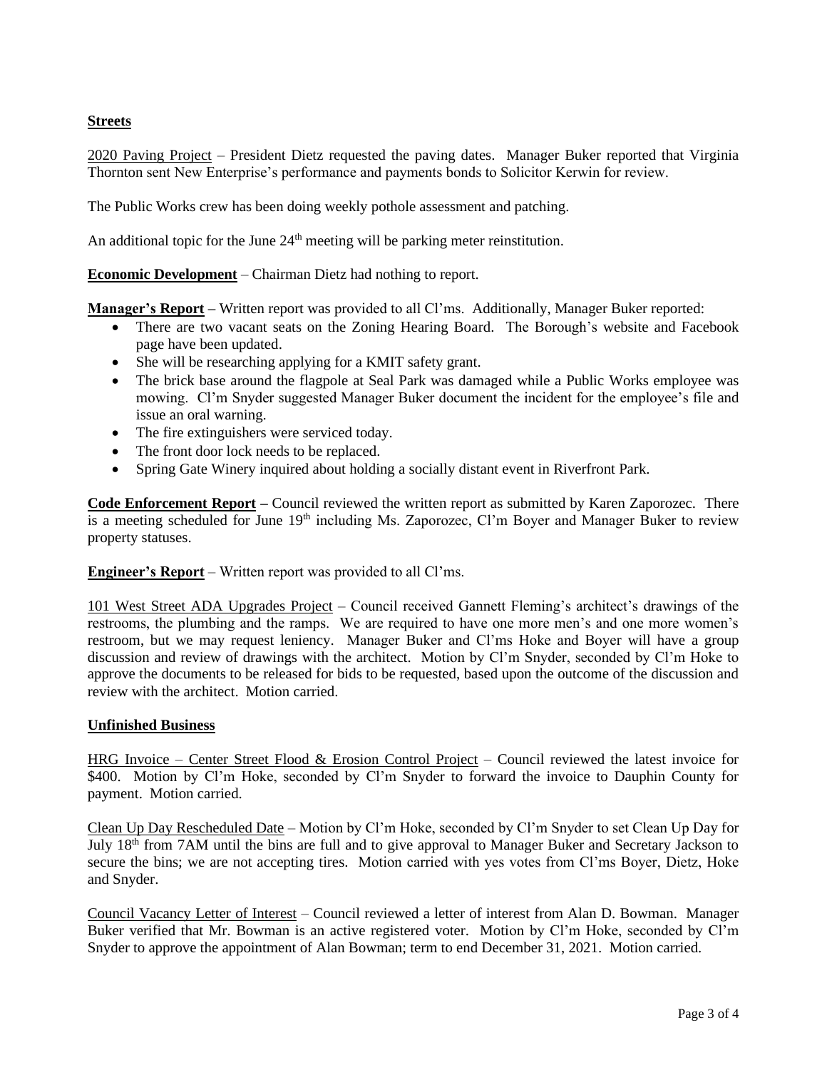**Streets**

2020 Paving Project – President Dietz requested the paving dates. Manager Buker reported that Virginia Thornton sent New Enterprise's performance and payments bonds to Solicitor Kerwin for review.

The Public Works crew has been doing weekly pothole assessment and patching.

An additional topic for the June 24th meeting will be parking meter reinstitution.

**Economic Development** – Chairman Dietz had nothing to report.

**Manager's Report –** Written report was provided to all Cl'ms. Additionally, Manager Buker reported:

- There are two vacant seats on the Zoning Hearing Board. The Borough's website and Facebook page have been updated.
- She will be researching applying for a KMIT safety grant.
- The brick base around the flagpole at Seal Park was damaged while a Public Works employee was mowing. Cl'm Snyder suggested Manager Buker document the incident for the employee's file and issue an oral warning.
- The fire extinguishers were serviced today.
- The front door lock needs to be replaced.
- Spring Gate Winery inquired about holding a socially distant event in Riverfront Park.

**Code Enforcement Report –** Council reviewed the written report as submitted by Karen Zaporozec. There is a meeting scheduled for June 19th including Ms. Zaporozec, Cl'm Boyer and Manager Buker to review property statuses.

**Engineer's Report** – Written report was provided to all Cl'ms.

101 West Street ADA Upgrades Project – Council received Gannett Fleming's architect's drawings of the restrooms, the plumbing and the ramps. We are required to have one more men's and one more women's restroom, but we may request leniency. Manager Buker and Cl'ms Hoke and Boyer will have a group discussion and review of drawings with the architect. Motion by Cl'm Snyder, seconded by Cl'm Hoke to approve the documents to be released for bids to be requested, based upon the outcome of the discussion and review with the architect. Motion carried.

**Unfinished Business**

HRG Invoice – Center Street Flood & Erosion Control Project – Council reviewed the latest invoice for \$400. Motion by Cl'm Hoke, seconded by Cl'm Snyder to forward the invoice to Dauphin County for payment. Motion carried.

Clean Up Day Rescheduled Date – Motion by Cl'm Hoke, seconded by Cl'm Snyder to set Clean Up Day for July 18th from 7AM until the bins are full and to give approval to Manager Buker and Secretary Jackson to secure the bins; we are not accepting tires. Motion carried with yes votes from Cl'ms Boyer, Dietz, Hoke and Snyder.

Council Vacancy Letter of Interest – Council reviewed a letter of interest from Alan D. Bowman. Manager Buker verified that Mr. Bowman is an active registered voter. Motion by Cl'm Hoke, seconded by Cl'm Snyder to approve the appointment of Alan Bowman; term to end December 31, 2021. Motion carried.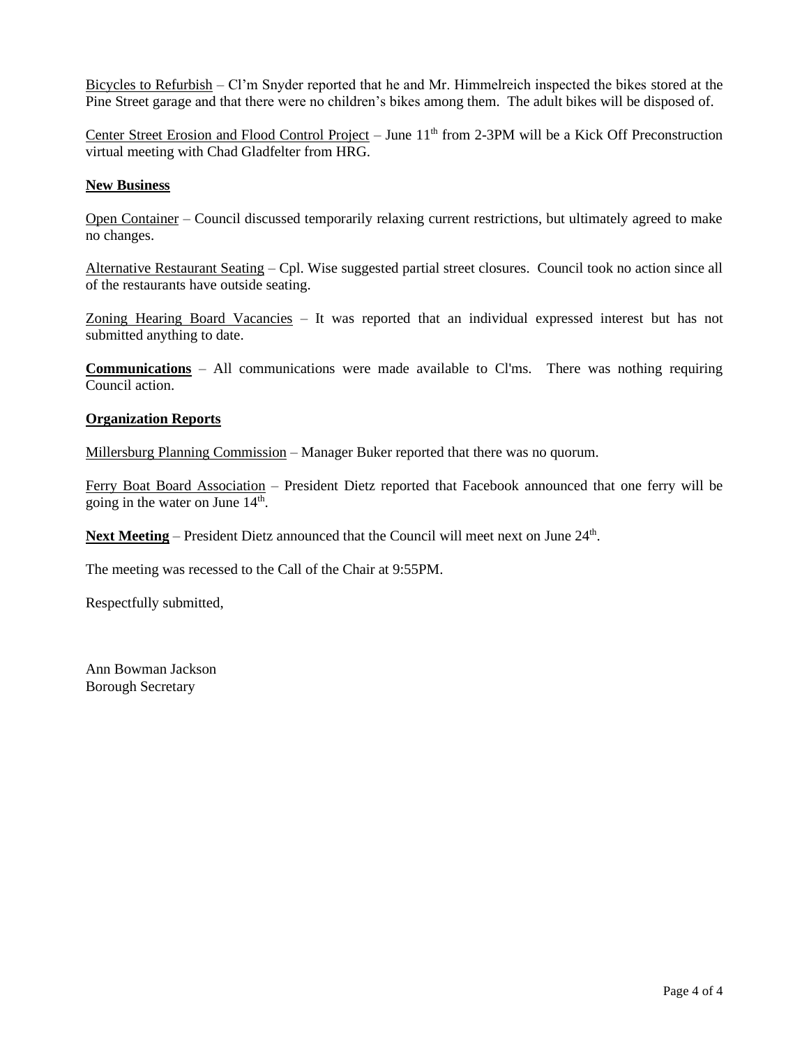Bicycles to Refurbish – Cl'm Snyder reported that he and Mr. Himmelreich inspected the bikes stored at the Pine Street garage and that there were no children's bikes among them. The adult bikes will be disposed of.

Center Street Erosion and Flood Control Project – June 11th from 2-3PM will be a Kick Off Preconstruction virtual meeting with Chad Gladfelter from HRG.

**New Business**

Open Container – Council discussed temporarily relaxing current restrictions, but ultimately agreed to make no changes.

Alternative Restaurant Seating – Cpl. Wise suggested partial street closures. Council took no action since all of the restaurants have outside seating.

Zoning Hearing Board Vacancies – It was reported that an individual expressed interest but has not submitted anything to date.

**Communications** – All communications were made available to Cl'ms. There was nothing requiring Council action.

**Organization Reports**

Millersburg Planning Commission – Manager Buker reported that there was no quorum.

Ferry Boat Board Association – President Dietz reported that Facebook announced that one ferry will be going in the water on June 14th.

**Next Meeting** – President Dietz announced that the Council will meet next on June 24th.

The meeting was recessed to the Call of the Chair at 9:55PM.

Respectfully submitted,

Ann Bowman Jackson
Borough Secretary